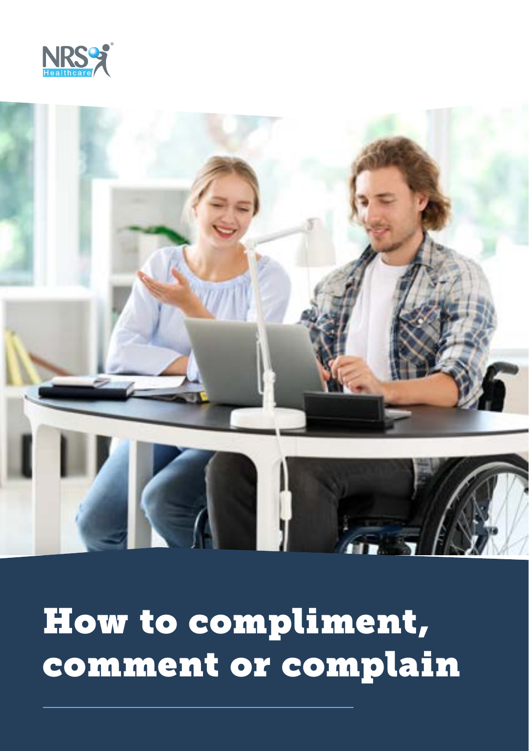# How to compliment, comment or complain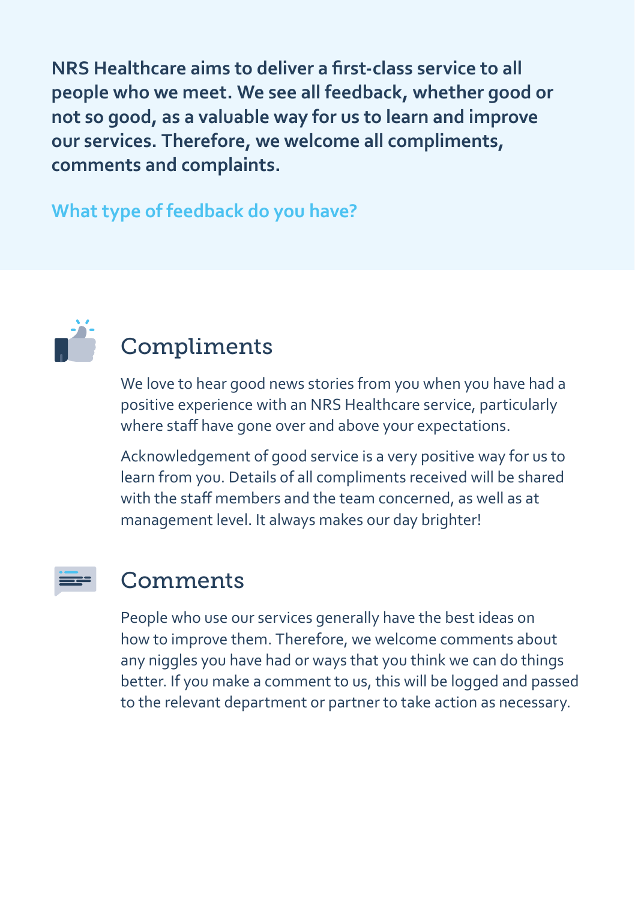**NRS Healthcare aims to deliver a first-class service to all people who we meet. We see all feedback, whether good or not so good, as a valuable way for us to learn and improve our services. Therefore, we welcome all compliments, comments and complaints.**

## What type of feedback do you have?

### Compliments

We love to hear good news stories from you when you have had a positive experience with an NRS Healthcare service, particularly where staff have gone over and above your expectations.

Acknowledgement of good service is a very positive way for us to learn from you. Details of all compliments received will be shared with the staff members and the team concerned, as well as at management level. It always makes our day brighter!

### Comments

People who use our services generally have the best ideas on how to improve them. Therefore, we welcome comments about any niggles you have had or ways that you think we can do things better. If you make a comment to us, this will be logged and passed to the relevant department or partner to take action as necessary.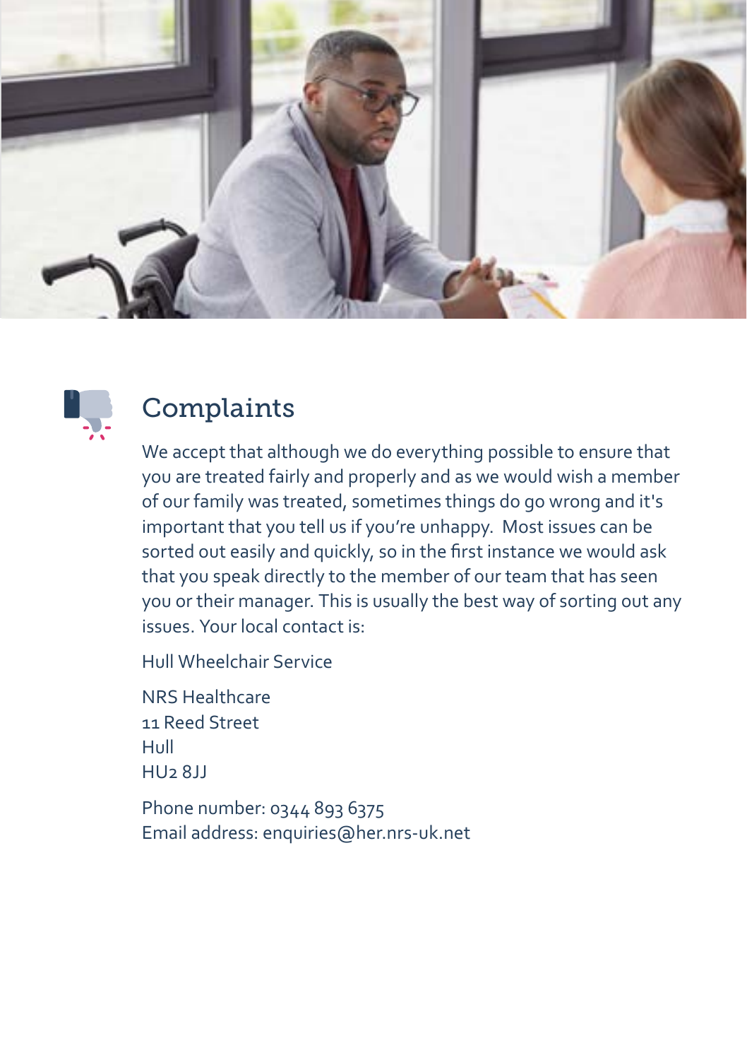## Complaints

We accept that although we do everything possible to ensure that you are treated fairly and properly and as we would wish a member of our family was treated, sometimes things do go wrong and it's important that you tell us if you're unhappy.  Most issues can be sorted out easily and quickly, so in the first instance we would ask that you speak directly to the member of our team that has seen you or their manager. This is usually the best way of sorting out any issues. Your local contact is:

Hull Wheelchair Service

NRS Healthcare  
11 Reed Street  
Hull  
HU2 8JJ

Phone number: 0344 893 6375  
Email address: enquiries@her.nrs-uk.net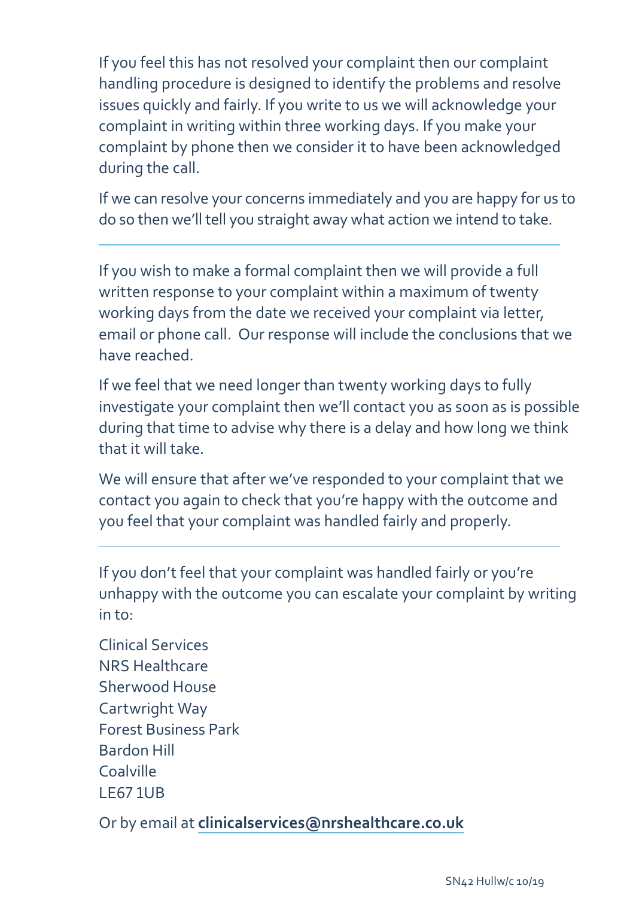If you feel this has not resolved your complaint then our complaint handling procedure is designed to identify the problems and resolve issues quickly and fairly. If you write to us we will acknowledge your complaint in writing within three working days. If you make your complaint by phone then we consider it to have been acknowledged during the call.

If we can resolve your concerns immediately and you are happy for us to do so then we'll tell you straight away what action we intend to take.

---

If you wish to make a formal complaint then we will provide a full written response to your complaint within a maximum of twenty working days from the date we received your complaint via letter, email or phone call. Our response will include the conclusions that we have reached.

If we feel that we need longer than twenty working days to fully investigate your complaint then we'll contact you as soon as is possible during that time to advise why there is a delay and how long we think that it will take.

We will ensure that after we've responded to your complaint that we contact you again to check that you're happy with the outcome and you feel that your complaint was handled fairly and properly.

---

If you don't feel that your complaint was handled fairly or you're unhappy with the outcome you can escalate your complaint by writing in to:

Clinical Services
NRS Healthcare
Sherwood House
Cartwright Way
Forest Business Park
Bardon Hill
Coalville
LE67 1UB

Or by email at **clinicalservices@nrshealthcare.co.uk**

SN42 Hullw/c 10/19